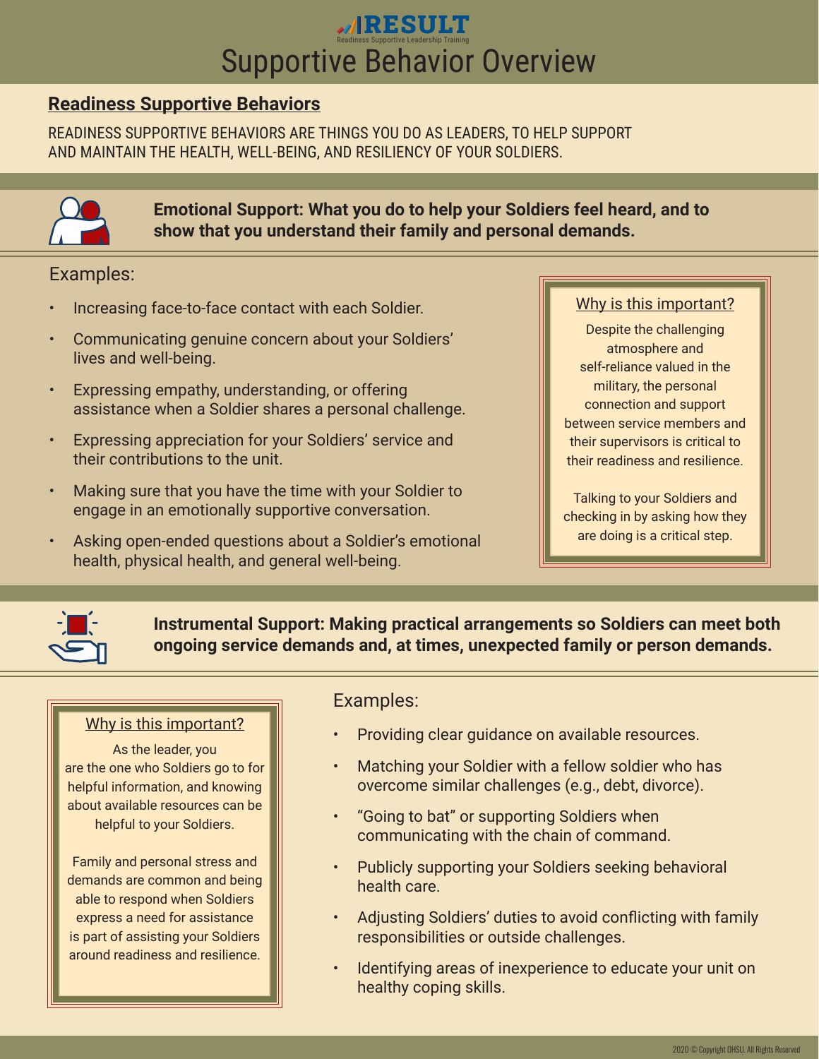# RESULT

Readiness Supportive Leadership Training

# Supportive Behavior Overview

## Readiness Supportive Behaviors

READINESS SUPPORTIVE BEHAVIORS ARE THINGS YOU DO AS LEADERS, TO HELP SUPPORT AND MAINTAIN THE HEALTH, WELL-BEING, AND RESILIENCY OF YOUR SOLDIERS.

### Emotional Support: What you do to help your Soldiers feel heard, and to show that you understand their family and personal demands.

Examples:

- Increasing face-to-face contact with each Soldier.
- Communicating genuine concern about your Soldiers' lives and well-being.
- Expressing empathy, understanding, or offering assistance when a Soldier shares a personal challenge.
- Expressing appreciation for your Soldiers' service and their contributions to the unit.
- Making sure that you have the time with your Soldier to engage in an emotionally supportive conversation.
- Asking open-ended questions about a Soldier's emotional health, physical health, and general well-being.

**Why is this important?**

Despite the challenging atmosphere and self-reliance valued in the military, the personal connection and support between service members and their supervisors is critical to their readiness and resilience.

Talking to your Soldiers and checking in by asking how they are doing is a critical step.

### Instrumental Support: Making practical arrangements so Soldiers can meet both ongoing service demands and, at times, unexpected family or person demands.

**Why is this important?**

As the leader, you are the one who Soldiers go to for helpful information, and knowing about available resources can be helpful to your Soldiers.

Family and personal stress and demands are common and being able to respond when Soldiers express a need for assistance is part of assisting your Soldiers around readiness and resilience.

Examples:

- Providing clear guidance on available resources.
- Matching your Soldier with a fellow soldier who has overcome similar challenges (e.g., debt, divorce).
- "Going to bat" or supporting Soldiers when communicating with the chain of command.
- Publicly supporting your Soldiers seeking behavioral health care.
- Adjusting Soldiers' duties to avoid conflicting with family responsibilities or outside challenges.
- Identifying areas of inexperience to educate your unit on healthy coping skills.

2020 © Copyright OHSU. All Rights Reserved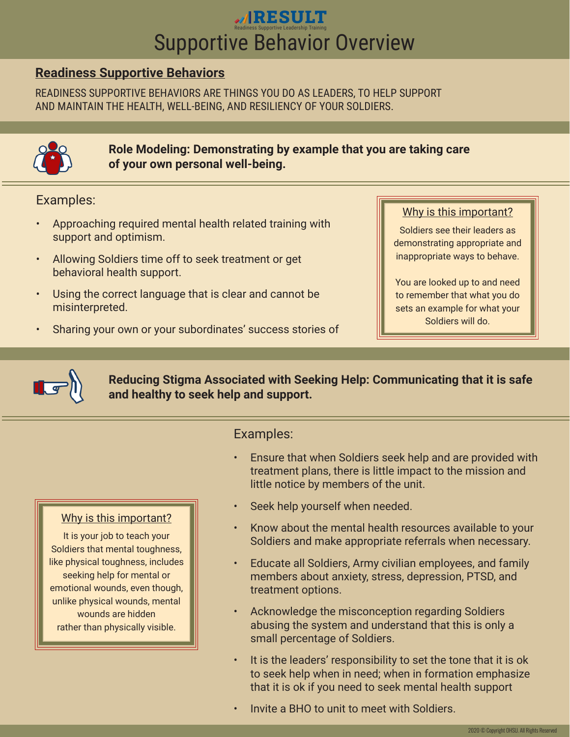# RESULT

Readiness Supportive Leadership Training

# Supportive Behavior Overview

## Readiness Supportive Behaviors

READINESS SUPPORTIVE BEHAVIORS ARE THINGS YOU DO AS LEADERS, TO HELP SUPPORT AND MAINTAIN THE HEALTH, WELL-BEING, AND RESILIENCY OF YOUR SOLDIERS.

### Role Modeling: Demonstrating by example that you are taking care of your own personal well-being.

Examples:

- Approaching required mental health related training with support and optimism.
- Allowing Soldiers time off to seek treatment or get behavioral health support.
- Using the correct language that is clear and cannot be misinterpreted.
- Sharing your own or your subordinates' success stories of

**Why is this important?**

Soldiers see their leaders as demonstrating appropriate and inappropriate ways to behave.

You are looked up to and need to remember that what you do sets an example for what your Soldiers will do.

### Reducing Stigma Associated with Seeking Help: Communicating that it is safe and healthy to seek help and support.

Examples:

- Ensure that when Soldiers seek help and are provided with treatment plans, there is little impact to the mission and little notice by members of the unit.
- Seek help yourself when needed.
- Know about the mental health resources available to your Soldiers and make appropriate referrals when necessary.
- Educate all Soldiers, Army civilian employees, and family members about anxiety, stress, depression, PTSD, and treatment options.
- Acknowledge the misconception regarding Soldiers abusing the system and understand that this is only a small percentage of Soldiers.
- It is the leaders' responsibility to set the tone that it is ok to seek help when in need; when in formation emphasize that it is ok if you need to seek mental health support
- Invite a BHO to unit to meet with Soldiers.

**Why is this important?**

It is your job to teach your Soldiers that mental toughness, like physical toughness, includes seeking help for mental or emotional wounds, even though, unlike physical wounds, mental wounds are hidden rather than physically visible.

2020 © Copyright OHSU. All Rights Reserved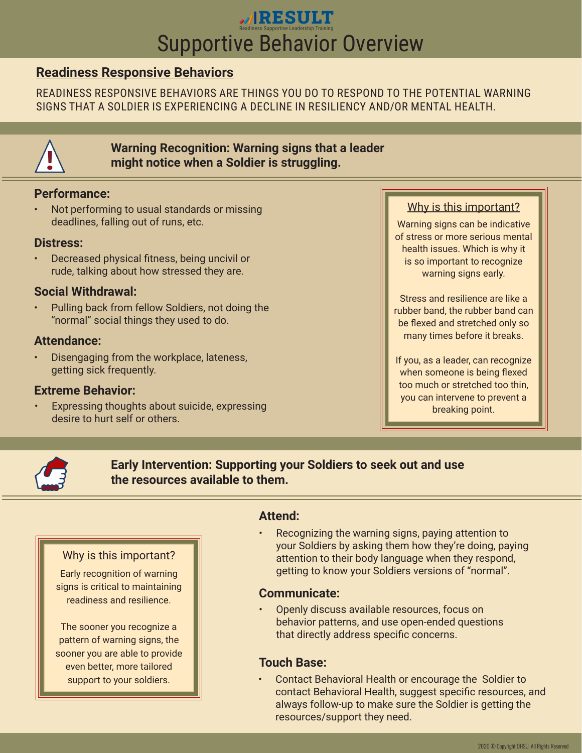# RESULT

Readiness Supportive Leadership Training

# Supportive Behavior Overview

## Readiness Responsive Behaviors

READINESS RESPONSIVE BEHAVIORS ARE THINGS YOU DO TO RESPOND TO THE POTENTIAL WARNING SIGNS THAT A SOLDIER IS EXPERIENCING A DECLINE IN RESILIENCY AND/OR MENTAL HEALTH.

**Warning Recognition: Warning signs that a leader might notice when a Soldier is struggling.**

### Performance:

- Not performing to usual standards or missing deadlines, falling out of runs, etc.

### Distress:

- Decreased physical fitness, being uncivil or rude, talking about how stressed they are.

### Social Withdrawal:

- Pulling back from fellow Soldiers, not doing the "normal" social things they used to do.

### Attendance:

- Disengaging from the workplace, lateness, getting sick frequently.

### Extreme Behavior:

- Expressing thoughts about suicide, expressing desire to hurt self or others.

**Why is this important?**

Warning signs can be indicative of stress or more serious mental health issues. Which is why it is so important to recognize warning signs early.

Stress and resilience are like a rubber band, the rubber band can be flexed and stretched only so many times before it breaks.

If you, as a leader, can recognize when someone is being flexed too much or stretched too thin, you can intervene to prevent a breaking point.

**Early Intervention: Supporting your Soldiers to seek out and use the resources available to them.**

### Attend:

- Recognizing the warning signs, paying attention to your Soldiers by asking them how they're doing, paying attention to their body language when they respond, getting to know your Soldiers versions of "normal".

### Communicate:

- Openly discuss available resources, focus on behavior patterns, and use open-ended questions that directly address specific concerns.

### Touch Base:

- Contact Behavioral Health or encourage the Soldier to contact Behavioral Health, suggest specific resources, and always follow-up to make sure the Soldier is getting the resources/support they need.

**Why is this important?**

Early recognition of warning signs is critical to maintaining readiness and resilience.

The sooner you recognize a pattern of warning signs, the sooner you are able to provide even better, more tailored support to your soldiers.

2020 © Copyright OHSU. All Rights Reserved